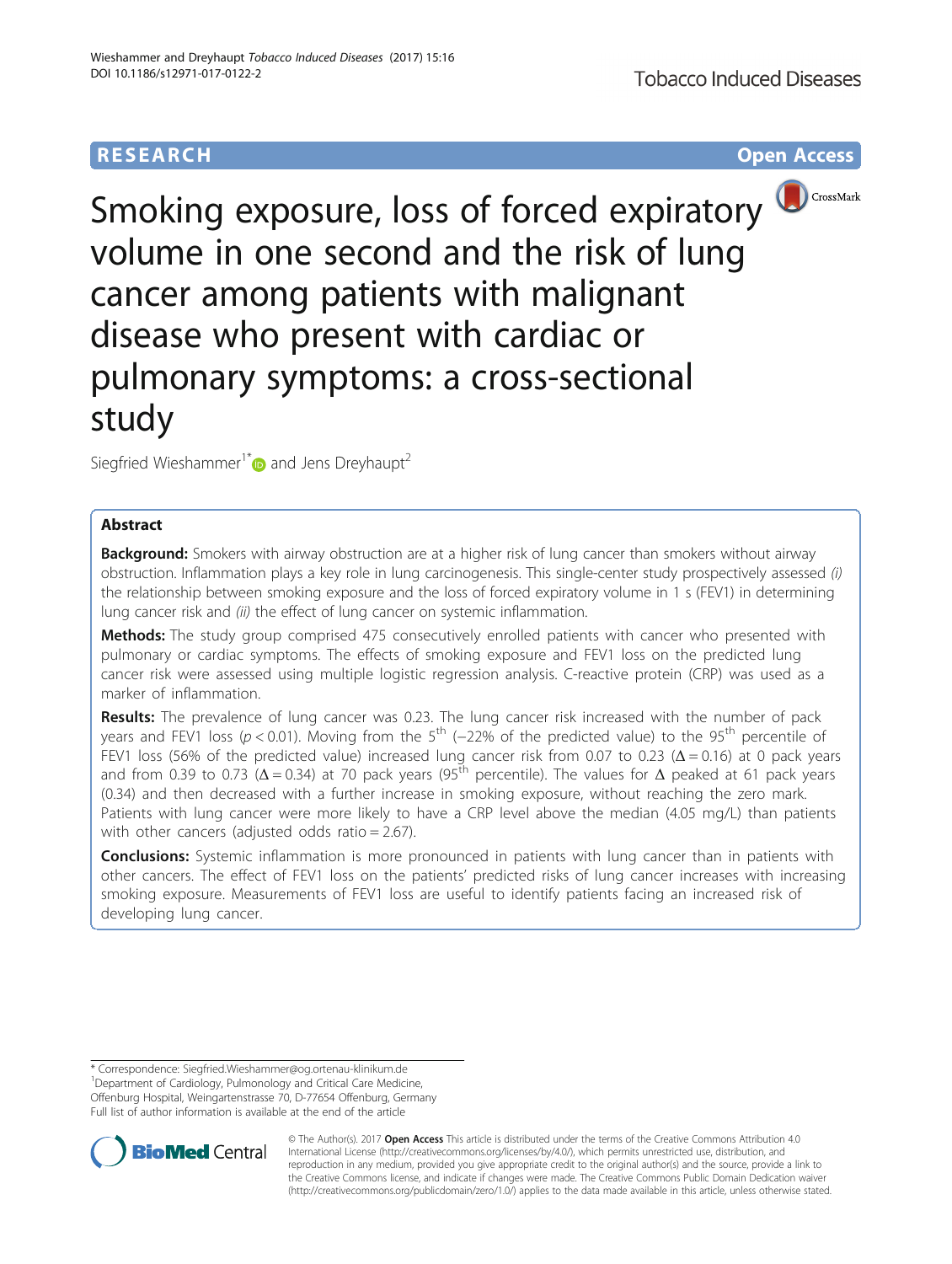**RESEARCH** **Open Access**

# Smoking exposure, loss of forced expiratory volume in one second and the risk of lung cancer among patients with malignant disease who present with cardiac or pulmonary symptoms: a cross-sectional study

Siegfried Wieshammer[1*] and Jens Dreyhaupt[2]

## Abstract

**Background:** Smokers with airway obstruction are at a higher risk of lung cancer than smokers without airway obstruction. Inflammation plays a key role in lung carcinogenesis. This single-center study prospectively assessed *(i)* the relationship between smoking exposure and the loss of forced expiratory volume in 1 s (FEV1) in determining lung cancer risk and *(ii)* the effect of lung cancer on systemic inflammation.

**Methods:** The study group comprised 475 consecutively enrolled patients with cancer who presented with pulmonary or cardiac symptoms. The effects of smoking exposure and FEV1 loss on the predicted lung cancer risk were assessed using multiple logistic regression analysis. C-reactive protein (CRP) was used as a marker of inflammation.

**Results:** The prevalence of lung cancer was 0.23. The lung cancer risk increased with the number of pack years and FEV1 loss ($p < 0.01$). Moving from the $5^{th}$ (−22% of the predicted value) to the $95^{th}$ percentile of FEV1 loss (56% of the predicted value) increased lung cancer risk from 0.07 to 0.23 ($\Delta = 0.16$) at 0 pack years and from 0.39 to 0.73 ($\Delta = 0.34$) at 70 pack years ($95^{th}$ percentile). The values for $\Delta$ peaked at 61 pack years (0.34) and then decreased with a further increase in smoking exposure, without reaching the zero mark. Patients with lung cancer were more likely to have a CRP level above the median (4.05 mg/L) than patients with other cancers (adjusted odds ratio = 2.67).

**Conclusions:** Systemic inflammation is more pronounced in patients with lung cancer than in patients with other cancers. The effect of FEV1 loss on the patients' predicted risks of lung cancer increases with increasing smoking exposure. Measurements of FEV1 loss are useful to identify patients facing an increased risk of developing lung cancer.

\* Correspondence: Siegfried.Wieshammer@og.ortenau-klinikum.de
[1]Department of Cardiology, Pulmonology and Critical Care Medicine, Offenburg Hospital, Weingartenstrasse 70, D-77654 Offenburg, Germany
Full list of author information is available at the end of the article

© The Author(s). 2017 **Open Access** This article is distributed under the terms of the Creative Commons Attribution 4.0 International License (http://creativecommons.org/licenses/by/4.0/), which permits unrestricted use, distribution, and reproduction in any medium, provided you give appropriate credit to the original author(s) and the source, provide a link to the Creative Commons license, and indicate if changes were made. The Creative Commons Public Domain Dedication waiver (http://creativecommons.org/publicdomain/zero/1.0/) applies to the data made available in this article, unless otherwise stated.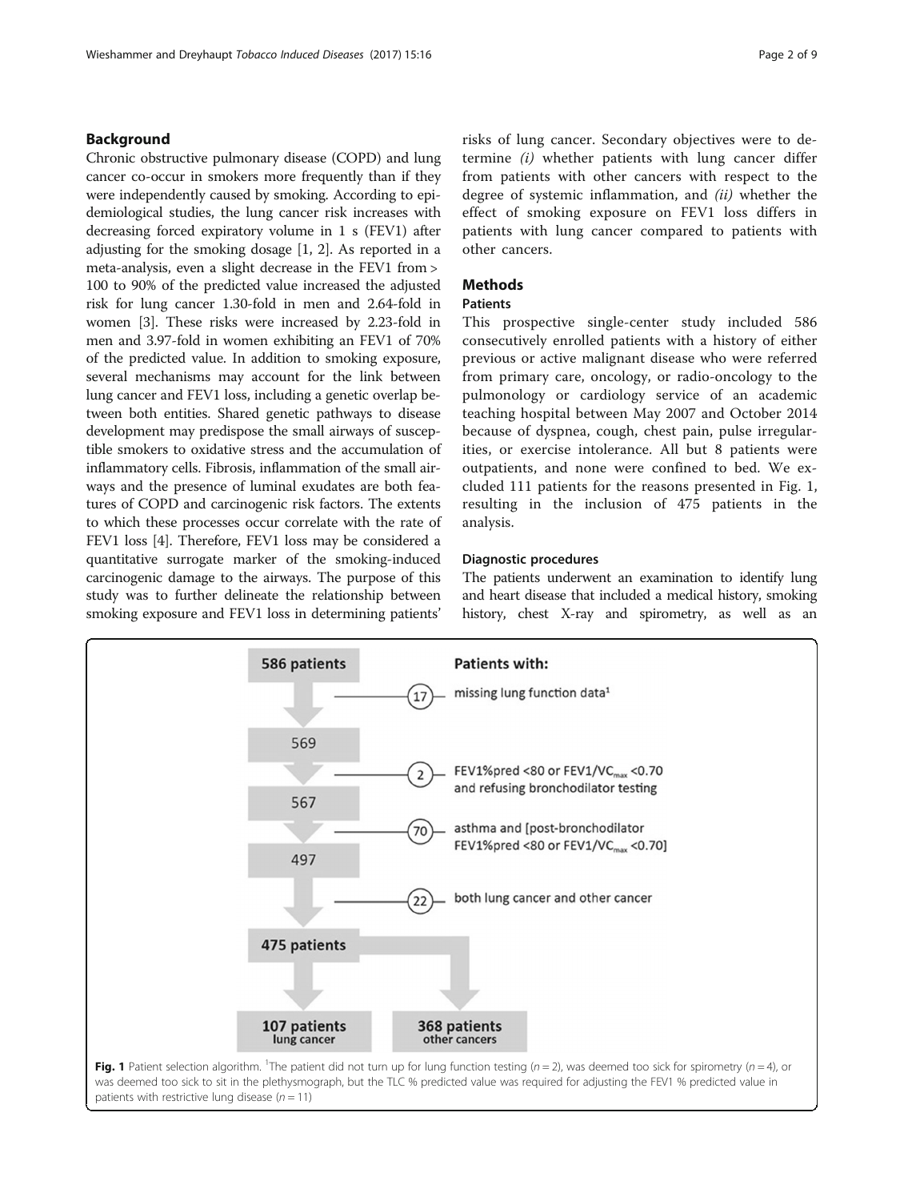## Background

Chronic obstructive pulmonary disease (COPD) and lung cancer co-occur in smokers more frequently than if they were independently caused by smoking. According to epidemiological studies, the lung cancer risk increases with decreasing forced expiratory volume in 1 s (FEV1) after adjusting for the smoking dosage [1, 2]. As reported in a meta-analysis, even a slight decrease in the FEV1 from > 100 to 90% of the predicted value increased the adjusted risk for lung cancer 1.30-fold in men and 2.64-fold in women [3]. These risks were increased by 2.23-fold in men and 3.97-fold in women exhibiting an FEV1 of 70% of the predicted value. In addition to smoking exposure, several mechanisms may account for the link between lung cancer and FEV1 loss, including a genetic overlap between both entities. Shared genetic pathways to disease development may predispose the small airways of susceptible smokers to oxidative stress and the accumulation of inflammatory cells. Fibrosis, inflammation of the small airways and the presence of luminal exudates are both features of COPD and carcinogenic risk factors. The extents to which these processes occur correlate with the rate of FEV1 loss [4]. Therefore, FEV1 loss may be considered a quantitative surrogate marker of the smoking-induced carcinogenic damage to the airways. The purpose of this study was to further delineate the relationship between smoking exposure and FEV1 loss in determining patients' risks of lung cancer. Secondary objectives were to determine *(i)* whether patients with lung cancer differ from patients with other cancers with respect to the degree of systemic inflammation, and *(ii)* whether the effect of smoking exposure on FEV1 loss differs in patients with lung cancer compared to patients with other cancers.

## Methods

### Patients

This prospective single-center study included 586 consecutively enrolled patients with a history of either previous or active malignant disease who were referred from primary care, oncology, or radio-oncology to the pulmonology or cardiology service of an academic teaching hospital between May 2007 and October 2014 because of dyspnea, cough, chest pain, pulse irregularities, or exercise intolerance. All but 8 patients were outpatients, and none were confined to bed. We excluded 111 patients for the reasons presented in Fig. 1, resulting in the inclusion of 475 patients in the analysis.

### Diagnostic procedures

The patients underwent an examination to identify lung and heart disease that included a medical history, smoking history, chest X-ray and spirometry, as well as an

586 patients → (17) missing lung function data[1] → 569 → (2) FEV1%pred <80 or FEV1/$VC_{max}$ <0.70 and refusing bronchodilator testing → 567 → (70) asthma and [post-bronchodilator FEV1%pred <80 or FEV1/$VC_{max}$ <0.70] → 497 → (22) both lung cancer and other cancer → 475 patients → 107 patients lung cancer; 368 patients other cancers

**Fig. 1** Patient selection algorithm. [1]The patient did not turn up for lung function testing ($n = 2$), was deemed too sick for spirometry ($n = 4$), or was deemed too sick to sit in the plethysmograph, but the TLC % predicted value was required for adjusting the FEV1 % predicted value in patients with restrictive lung disease ($n = 11$)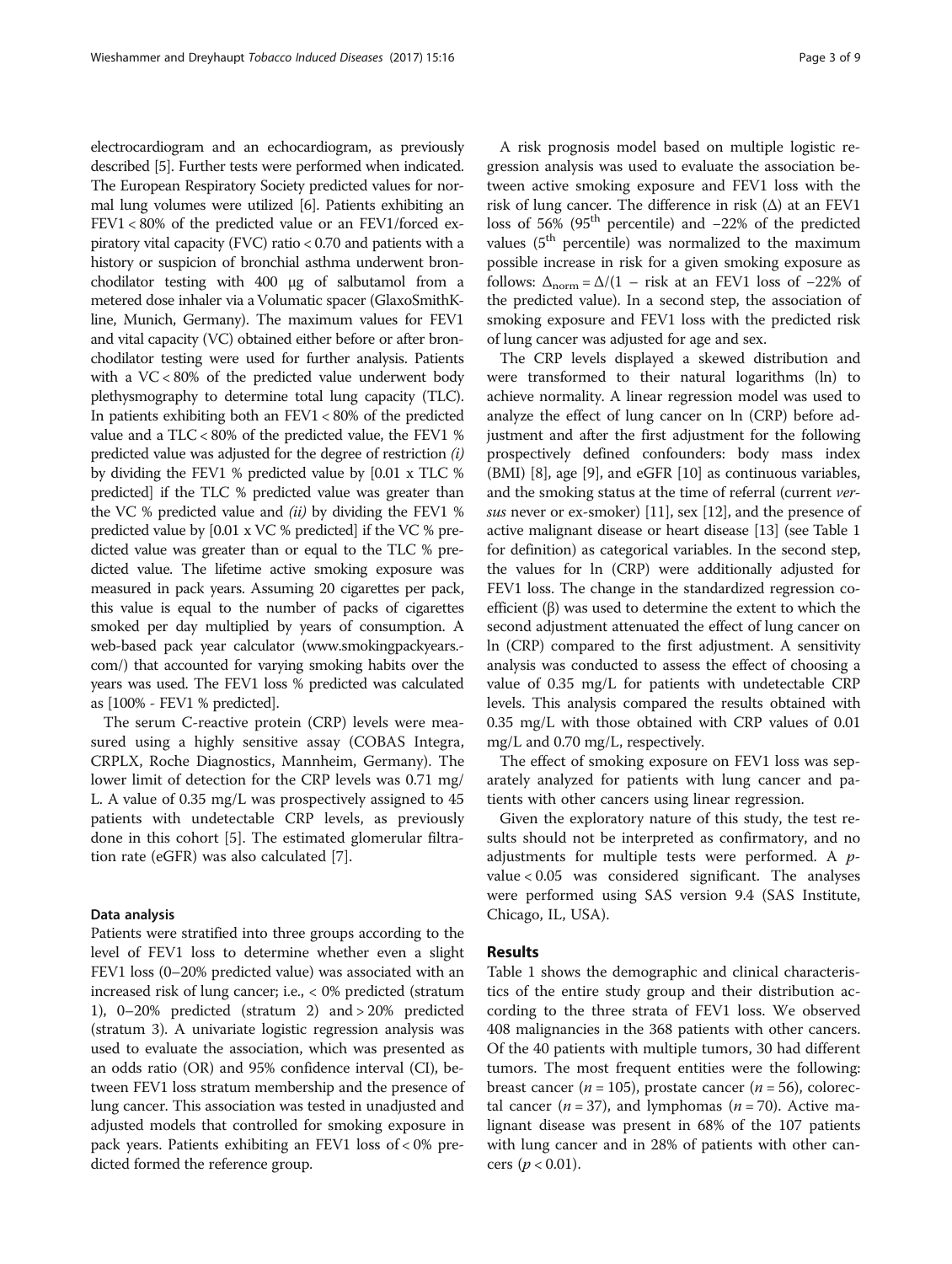electrocardiogram and an echocardiogram, as previously described [5]. Further tests were performed when indicated. The European Respiratory Society predicted values for normal lung volumes were utilized [6]. Patients exhibiting an FEV1 < 80% of the predicted value or an FEV1/forced expiratory vital capacity (FVC) ratio < 0.70 and patients with a history or suspicion of bronchial asthma underwent bronchodilator testing with 400 μg of salbutamol from a metered dose inhaler via a Volumatic spacer (GlaxoSmithKline, Munich, Germany). The maximum values for FEV1 and vital capacity (VC) obtained either before or after bronchodilator testing were used for further analysis. Patients with a VC < 80% of the predicted value underwent body plethysmography to determine total lung capacity (TLC). In patients exhibiting both an FEV1 < 80% of the predicted value and a TLC < 80% of the predicted value, the FEV1 % predicted value was adjusted for the degree of restriction *(i)* by dividing the FEV1 % predicted value by [0.01 x TLC % predicted] if the TLC % predicted value was greater than the VC % predicted value and *(ii)* by dividing the FEV1 % predicted value by [0.01 x VC % predicted] if the VC % predicted value was greater than or equal to the TLC % predicted value. The lifetime active smoking exposure was measured in pack years. Assuming 20 cigarettes per pack, this value is equal to the number of packs of cigarettes smoked per day multiplied by years of consumption. A web-based pack year calculator (www.smokingpackyears.com/) that accounted for varying smoking habits over the years was used. The FEV1 loss % predicted was calculated as [100% - FEV1 % predicted].

The serum C-reactive protein (CRP) levels were measured using a highly sensitive assay (COBAS Integra, CRPLX, Roche Diagnostics, Mannheim, Germany). The lower limit of detection for the CRP levels was 0.71 mg/L. A value of 0.35 mg/L was prospectively assigned to 45 patients with undetectable CRP levels, as previously done in this cohort [5]. The estimated glomerular filtration rate (eGFR) was also calculated [7].

### Data analysis

Patients were stratified into three groups according to the level of FEV1 loss to determine whether even a slight FEV1 loss (0–20% predicted value) was associated with an increased risk of lung cancer; i.e., < 0% predicted (stratum 1), 0–20% predicted (stratum 2) and > 20% predicted (stratum 3). A univariate logistic regression analysis was used to evaluate the association, which was presented as an odds ratio (OR) and 95% confidence interval (CI), between FEV1 loss stratum membership and the presence of lung cancer. This association was tested in unadjusted and adjusted models that controlled for smoking exposure in pack years. Patients exhibiting an FEV1 loss of < 0% predicted formed the reference group.

A risk prognosis model based on multiple logistic regression analysis was used to evaluate the association between active smoking exposure and FEV1 loss with the risk of lung cancer. The difference in risk (Δ) at an FEV1 loss of 56% (95[th] percentile) and −22% of the predicted values (5[th] percentile) was normalized to the maximum possible increase in risk for a given smoking exposure as follows: $\Delta_{norm} = \Delta/(1 - \text{risk at an FEV1 loss of } -22\% \text{ of the predicted value})$. In a second step, the association of smoking exposure and FEV1 loss with the predicted risk of lung cancer was adjusted for age and sex.

The CRP levels displayed a skewed distribution and were transformed to their natural logarithms (ln) to achieve normality. A linear regression model was used to analyze the effect of lung cancer on ln (CRP) before adjustment and after the first adjustment for the following prospectively defined confounders: body mass index (BMI) [8], age [9], and eGFR [10] as continuous variables, and the smoking status at the time of referral (current *versus* never or ex-smoker) [11], sex [12], and the presence of active malignant disease or heart disease [13] (see Table 1 for definition) as categorical variables. In the second step, the values for ln (CRP) were additionally adjusted for FEV1 loss. The change in the standardized regression coefficient (β) was used to determine the extent to which the second adjustment attenuated the effect of lung cancer on ln (CRP) compared to the first adjustment. A sensitivity analysis was conducted to assess the effect of choosing a value of 0.35 mg/L for patients with undetectable CRP levels. This analysis compared the results obtained with 0.35 mg/L with those obtained with CRP values of 0.01 mg/L and 0.70 mg/L, respectively.

The effect of smoking exposure on FEV1 loss was separately analyzed for patients with lung cancer and patients with other cancers using linear regression.

Given the exploratory nature of this study, the test results should not be interpreted as confirmatory, and no adjustments for multiple tests were performed. A $p$-value < 0.05 was considered significant. The analyses were performed using SAS version 9.4 (SAS Institute, Chicago, IL, USA).

## Results

Table 1 shows the demographic and clinical characteristics of the entire study group and their distribution according to the three strata of FEV1 loss. We observed 408 malignancies in the 368 patients with other cancers. Of the 40 patients with multiple tumors, 30 had different tumors. The most frequent entities were the following: breast cancer ($n$ = 105), prostate cancer ($n$ = 56), colorectal cancer ($n$ = 37), and lymphomas ($n$ = 70). Active malignant disease was present in 68% of the 107 patients with lung cancer and in 28% of patients with other cancers ($p$ < 0.01).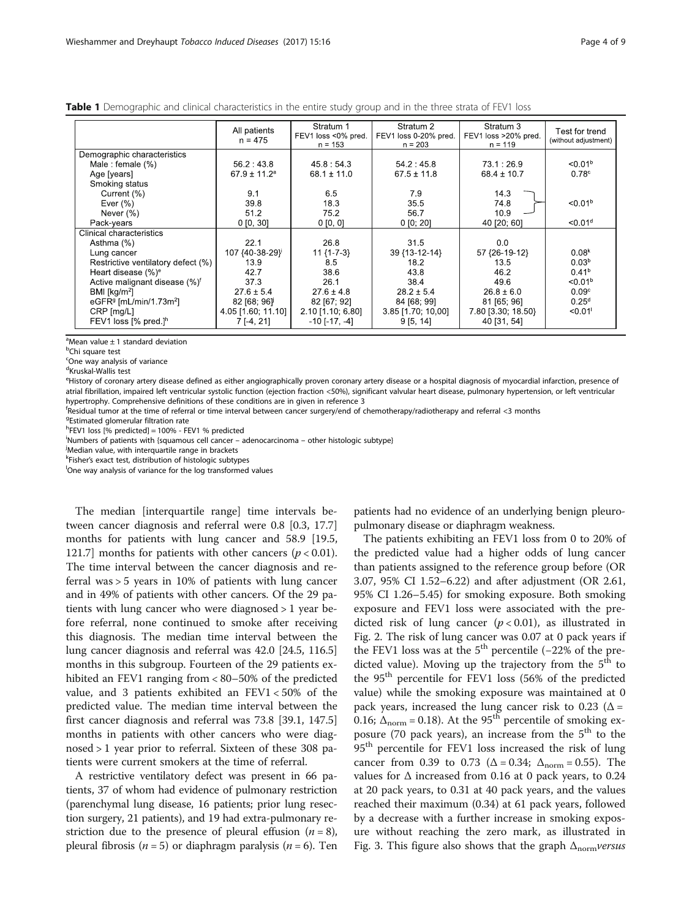**Table 1** Demographic and clinical characteristics in the entire study group and in the three strata of FEV1 loss

| | All patients n = 475 | Stratum 1 FEV1 loss <0% pred. n = 153 | Stratum 2 FEV1 loss 0-20% pred. n = 203 | Stratum 3 FEV1 loss >20% pred. n = 119 | Test for trend (without adjustment) |
|---|---|---|---|---|---|
| Demographic characteristics | | | | | |
| Male : female (%) | 56.2 : 43.8 | 45.8 : 54.3 | 54.2 : 45.8 | 73.1 : 26.9 | <0.01[b] |
| Age [years] | 67.9 ± 11.2[a] | 68.1 ± 11.0 | 67.5 ± 11.8 | 68.4 ± 10.7 | 0.78[c] |
| Smoking status | | | | | |
| Current (%) | 9.1 | 6.5 | 7.9 | 14.3 | <0.01[b] |
| Ever (%) | 39.8 | 18.3 | 35.5 | 74.8 | |
| Never (%) | 51.2 | 75.2 | 56.7 | 10.9 | |
| Pack-years | 0 [0, 30] | 0 [0, 0] | 0 [0; 20] | 40 [20; 60] | <0.01[d] |
| Clinical characteristics | | | | | |
| Asthma (%) | 22.1 | 26.8 | 31.5 | 0.0 | |
| Lung cancer | 107 {40-38-29}[i] | 11 {1-7-3} | 39 {13-12-14} | 57 {26-19-12} | 0.08[k] |
| Restrictive ventilatory defect (%) | 13.9 | 8.5 | 18.2 | 13.5 | 0.03[b] |
| Heart disease (%)[e] | 42.7 | 38.6 | 43.8 | 46.2 | 0.41[b] |
| Active malignant disease (%)[f] | 37.3 | 26.1 | 38.4 | 49.6 | <0.01[b] |
| BMI [kg/m²] | 27.6 ± 5.4 | 27.6 ± 4.8 | 28.2 ± 5.4 | 26.8 ± 6.0 | 0.09[c] |
| eGFR[g] [mL/min/1.73m²] | 82 [68; 96][j] | 82 [67; 92] | 84 [68; 99] | 81 [65; 96] | 0.25[d] |
| CRP [mg/L] | 4.05 [1.60; 11.10] | 2.10 [1.10; 6.80] | 3.85 [1.70; 10,00] | 7.80 [3.30; 18.50} | <0.01[l] |
| FEV1 loss [% pred.][h] | 7 [-4, 21] | -10 [-17, -4] | 9 [5, 14] | 40 [31, 54] | |

[a]Mean value ± 1 standard deviation
[b]Chi square test
[c]One way analysis of variance
[d]Kruskal-Wallis test
[e]History of coronary artery disease defined as either angiographically proven coronary artery disease or a hospital diagnosis of myocardial infarction, presence of atrial fibrillation, impaired left ventricular systolic function (ejection fraction <50%), significant valvular heart disease, pulmonary hypertension, or left ventricular hypertrophy. Comprehensive definitions of these conditions are in given in reference 3
[f]Residual tumor at the time of referral or time interval between cancer surgery/end of chemotherapy/radiotherapy and referral <3 months
[g]Estimated glomerular filtration rate
[h]FEV1 loss [% predicted] = 100% - FEV1 % predicted
[i]Numbers of patients with {squamous cell cancer – adenocarcinoma – other histologic subtype}
[j]Median value, with interquartile range in brackets
[k]Fisher's exact test, distribution of histologic subtypes
[l]One way analysis of variance for the log transformed values

The median [interquartile range] time intervals between cancer diagnosis and referral were 0.8 [0.3, 17.7] months for patients with lung cancer and 58.9 [19.5, 121.7] months for patients with other cancers ($p < 0.01$). The time interval between the cancer diagnosis and referral was > 5 years in 10% of patients with lung cancer and in 49% of patients with other cancers. Of the 29 patients with lung cancer who were diagnosed > 1 year before referral, none continued to smoke after receiving this diagnosis. The median time interval between the lung cancer diagnosis and referral was 42.0 [24.5, 116.5] months in this subgroup. Fourteen of the 29 patients exhibited an FEV1 ranging from < 80–50% of the predicted value, and 3 patients exhibited an FEV1 < 50% of the predicted value. The median time interval between the first cancer diagnosis and referral was 73.8 [39.1, 147.5] months in patients with other cancers who were diagnosed > 1 year prior to referral. Sixteen of these 308 patients were current smokers at the time of referral.

A restrictive ventilatory defect was present in 66 patients, 37 of whom had evidence of pulmonary restriction (parenchymal lung disease, 16 patients; prior lung resection surgery, 21 patients), and 19 had extra-pulmonary restriction due to the presence of pleural effusion ($n = 8$), pleural fibrosis ($n = 5$) or diaphragm paralysis ($n = 6$). Ten patients had no evidence of an underlying benign pleuro-pulmonary disease or diaphragm weakness.

The patients exhibiting an FEV1 loss from 0 to 20% of the predicted value had a higher odds of lung cancer than patients assigned to the reference group before (OR 3.07, 95% CI 1.52–6.22) and after adjustment (OR 2.61, 95% CI 1.26–5.45) for smoking exposure. Both smoking exposure and FEV1 loss were associated with the predicted risk of lung cancer ($p < 0.01$), as illustrated in Fig. 2. The risk of lung cancer was 0.07 at 0 pack years if the FEV1 loss was at the 5[th] percentile (−22% of the predicted value). Moving up the trajectory from the 5[th] to the 95[th] percentile for FEV1 loss (56% of the predicted value) while the smoking exposure was maintained at 0 pack years, increased the lung cancer risk to 0.23 ($\Delta$ = 0.16; $\Delta_{norm}$ = 0.18). At the 95[th] percentile of smoking exposure (70 pack years), an increase from the 5[th] to the 95[th] percentile for FEV1 loss increased the risk of lung cancer from 0.39 to 0.73 ($\Delta$ = 0.34; $\Delta_{norm}$ = 0.55). The values for $\Delta$ increased from 0.16 at 0 pack years, to 0.24 at 20 pack years, to 0.31 at 40 pack years, and the values reached their maximum (0.34) at 61 pack years, followed by a decrease with a further increase in smoking exposure without reaching the zero mark, as illustrated in Fig. 3. This figure also shows that the graph $\Delta_{norm}$ *versus*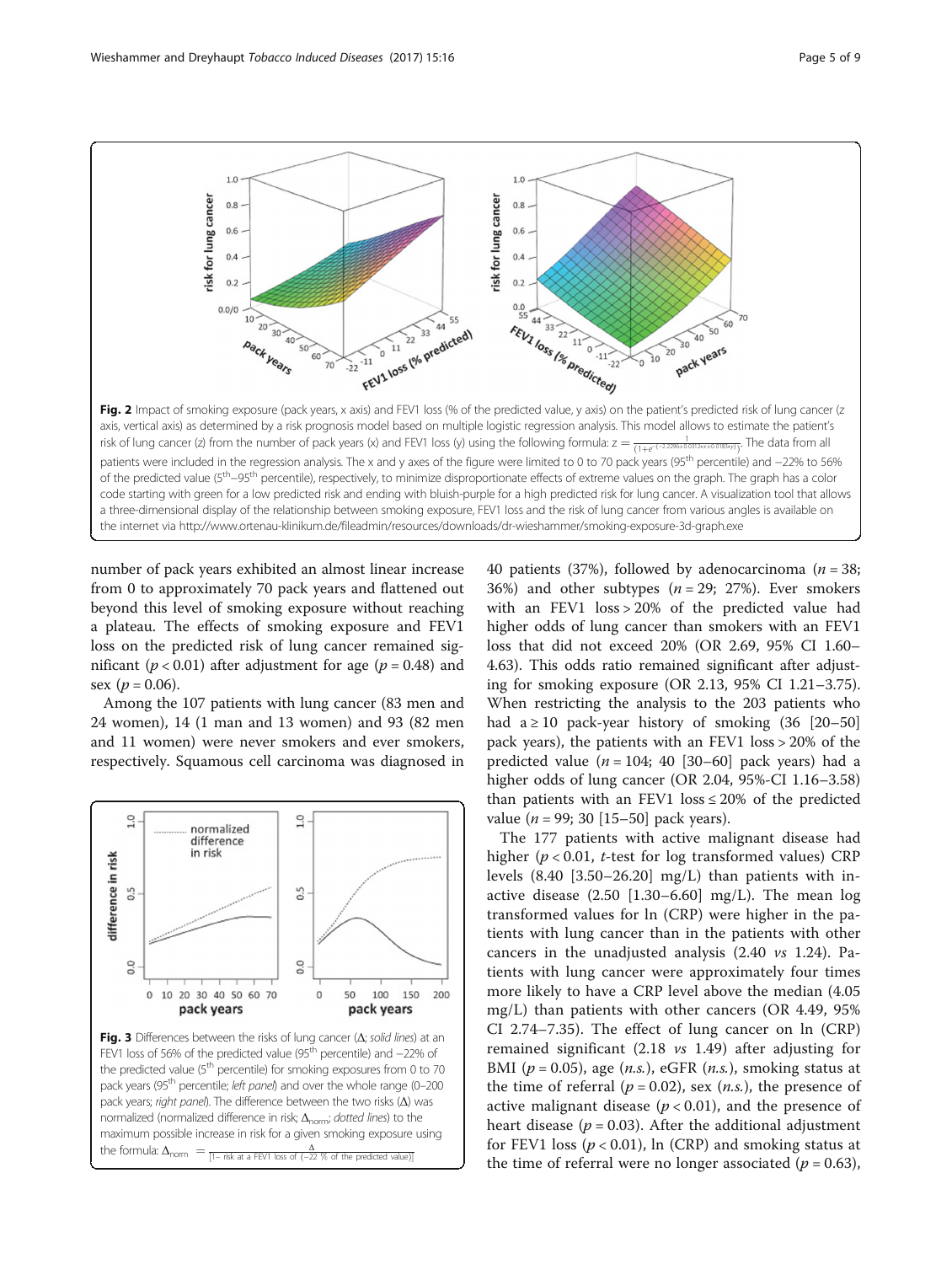**Fig. 2** Impact of smoking exposure (pack years, x axis) and FEV1 loss (% of the predicted value, y axis) on the patient's predicted risk of lung cancer (z axis, vertical axis) as determined by a risk prognosis model based on multiple logistic regression analysis. This model allows to estimate the patient's risk of lung cancer (z) from the number of pack years (x) and FEV1 loss (y) using the following formula: $z = \frac{1}{(1+e^{-(-2.2286+0.0312x+0.0183y)})}$. The data from all patients were included in the regression analysis. The x and y axes of the figure were limited to 0 to 70 pack years (95[th] percentile) and −22% to 56% of the predicted value (5[th]–95[th] percentile), respectively, to minimize disproportionate effects of extreme values on the graph. The graph has a color code starting with green for a low predicted risk and ending with bluish-purple for a high predicted risk for lung cancer. A visualization tool that allows a three-dimensional display of the relationship between smoking exposure, FEV1 loss and the risk of lung cancer from various angles is available on the internet via http://www.ortenau-klinikum.de/fileadmin/resources/downloads/dr-wieshammer/smoking-exposure-3d-graph.exe

number of pack years exhibited an almost linear increase from 0 to approximately 70 pack years and flattened out beyond this level of smoking exposure without reaching a plateau. The effects of smoking exposure and FEV1 loss on the predicted risk of lung cancer remained significant ($p < 0.01$) after adjustment for age ($p = 0.48$) and sex ($p = 0.06$).

Among the 107 patients with lung cancer (83 men and 24 women), 14 (1 man and 13 women) and 93 (82 men and 11 women) were never smokers and ever smokers, respectively. Squamous cell carcinoma was diagnosed in 40 patients (37%), followed by adenocarcinoma ($n = 38$; 36%) and other subtypes ($n = 29$; 27%). Ever smokers with an FEV1 loss > 20% of the predicted value had higher odds of lung cancer than smokers with an FEV1 loss that did not exceed 20% (OR 2.69, 95% CI 1.60–4.63). This odds ratio remained significant after adjusting for smoking exposure (OR 2.13, 95% CI 1.21–3.75). When restricting the analysis to the 203 patients who had a ≥ 10 pack-year history of smoking (36 [20–50] pack years), the patients with an FEV1 loss > 20% of the predicted value ($n = 104$; 40 [30–60] pack years) had a higher odds of lung cancer (OR 2.04, 95%-CI 1.16–3.58) than patients with an FEV1 loss ≤ 20% of the predicted value ($n = 99$; 30 [15–50] pack years).

**Fig. 3** Differences between the risks of lung cancer (Δ; *solid lines*) at an FEV1 loss of 56% of the predicted value (95[th] percentile) and −22% of the predicted value (5[th] percentile) for smoking exposures from 0 to 70 pack years (95[th] percentile; *left panel*) and over the whole range (0–200 pack years; *right panel*). The difference between the two risks (Δ) was normalized (normalized difference in risk; $\Delta_{norm}$; *dotted lines*) to the maximum possible increase in risk for a given smoking exposure using the formula: $\Delta_{norm} = \frac{\Delta}{[1-\text{risk at a FEV1 loss of } (-22\ \% \text{ of the predicted value})]}$

The 177 patients with active malignant disease had higher ($p < 0.01$, *t*-test for log transformed values) CRP levels (8.40 [3.50–26.20] mg/L) than patients with inactive disease (2.50 [1.30–6.60] mg/L). The mean log transformed values for ln (CRP) were higher in the patients with lung cancer than in the patients with other cancers in the unadjusted analysis (2.40 *vs* 1.24). Patients with lung cancer were approximately four times more likely to have a CRP level above the median (4.05 mg/L) than patients with other cancers (OR 4.49, 95% CI 2.74–7.35). The effect of lung cancer on ln (CRP) remained significant (2.18 *vs* 1.49) after adjusting for BMI ($p = 0.05$), age (*n.s.*), eGFR (*n.s.*), smoking status at the time of referral ($p = 0.02$), sex (*n.s.*), the presence of active malignant disease ($p < 0.01$), and the presence of heart disease ($p = 0.03$). After the additional adjustment for FEV1 loss ($p < 0.01$), ln (CRP) and smoking status at the time of referral were no longer associated ($p = 0.63$),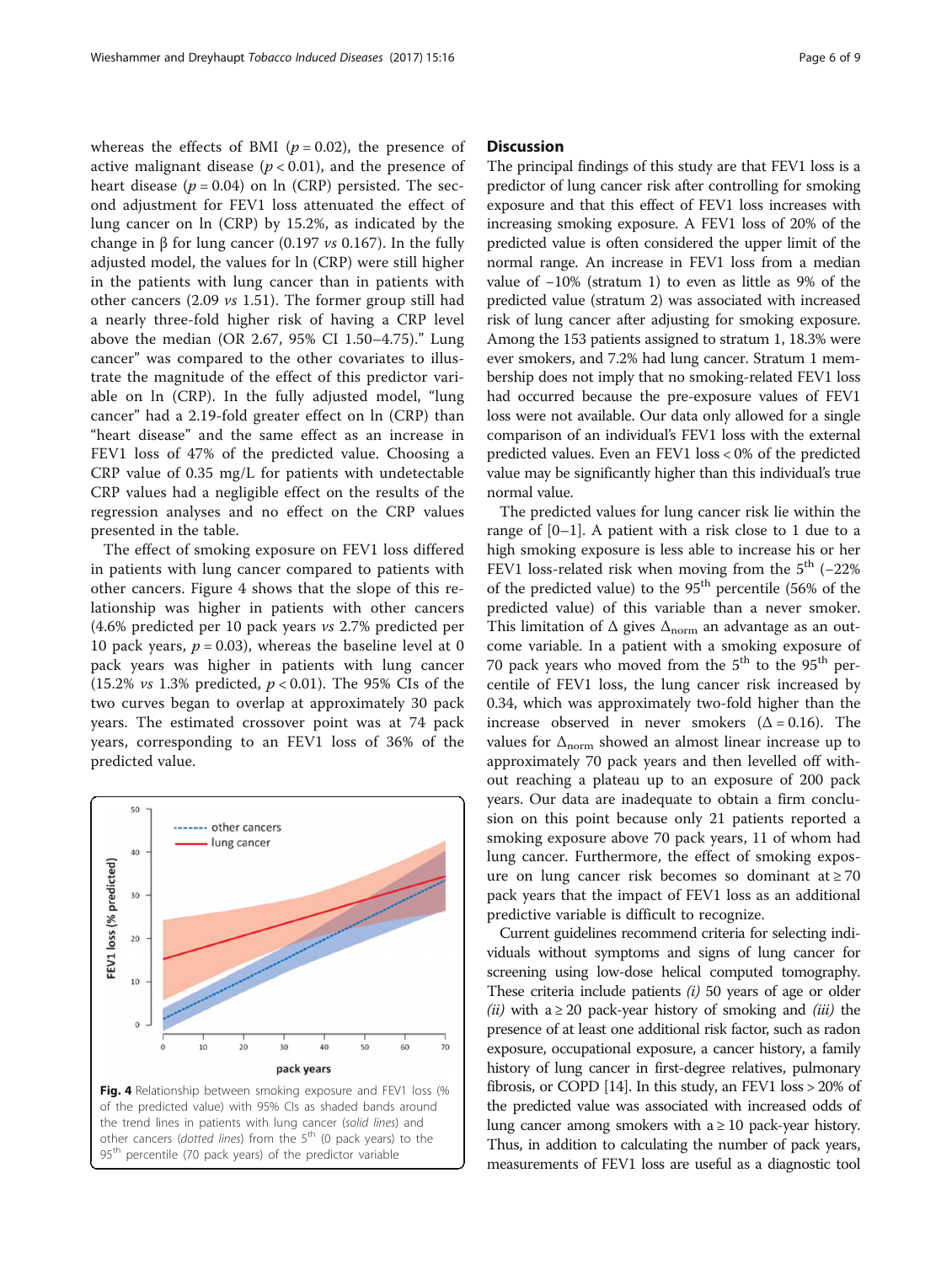whereas the effects of BMI ($p = 0.02$), the presence of active malignant disease ($p < 0.01$), and the presence of heart disease ($p = 0.04$) on ln (CRP) persisted. The second adjustment for FEV1 loss attenuated the effect of lung cancer on ln (CRP) by 15.2%, as indicated by the change in β for lung cancer (0.197 *vs* 0.167). In the fully adjusted model, the values for ln (CRP) were still higher in the patients with lung cancer than in patients with other cancers (2.09 *vs* 1.51). The former group still had a nearly three-fold higher risk of having a CRP level above the median (OR 2.67, 95% CI 1.50–4.75)." Lung cancer" was compared to the other covariates to illustrate the magnitude of the effect of this predictor variable on ln (CRP). In the fully adjusted model, "lung cancer" had a 2.19-fold greater effect on ln (CRP) than "heart disease" and the same effect as an increase in FEV1 loss of 47% of the predicted value. Choosing a CRP value of 0.35 mg/L for patients with undetectable CRP values had a negligible effect on the results of the regression analyses and no effect on the CRP values presented in the table.

The effect of smoking exposure on FEV1 loss differed in patients with lung cancer compared to patients with other cancers. Figure 4 shows that the slope of this relationship was higher in patients with other cancers (4.6% predicted per 10 pack years *vs* 2.7% predicted per 10 pack years, $p = 0.03$), whereas the baseline level at 0 pack years was higher in patients with lung cancer (15.2% *vs* 1.3% predicted, $p < 0.01$). The 95% CIs of the two curves began to overlap at approximately 30 pack years. The estimated crossover point was at 74 pack years, corresponding to an FEV1 loss of 36% of the predicted value.

**Fig. 4** Relationship between smoking exposure and FEV1 loss (% of the predicted value) with 95% CIs as shaded bands around the trend lines in patients with lung cancer (*solid lines*) and other cancers (*dotted lines*) from the 5th (0 pack years) to the 95th percentile (70 pack years) of the predictor variable

## Discussion

The principal findings of this study are that FEV1 loss is a predictor of lung cancer risk after controlling for smoking exposure and that this effect of FEV1 loss increases with increasing smoking exposure. A FEV1 loss of 20% of the predicted value is often considered the upper limit of the normal range. An increase in FEV1 loss from a median value of −10% (stratum 1) to even as little as 9% of the predicted value (stratum 2) was associated with increased risk of lung cancer after adjusting for smoking exposure. Among the 153 patients assigned to stratum 1, 18.3% were ever smokers, and 7.2% had lung cancer. Stratum 1 membership does not imply that no smoking-related FEV1 loss had occurred because the pre-exposure values of FEV1 loss were not available. Our data only allowed for a single comparison of an individual's FEV1 loss with the external predicted values. Even an FEV1 loss < 0% of the predicted value may be significantly higher than this individual's true normal value.

The predicted values for lung cancer risk lie within the range of [0–1]. A patient with a risk close to 1 due to a high smoking exposure is less able to increase his or her FEV1 loss-related risk when moving from the 5th (−22% of the predicted value) to the 95th percentile (56% of the predicted value) of this variable than a never smoker. This limitation of Δ gives $\Delta_{norm}$ an advantage as an outcome variable. In a patient with a smoking exposure of 70 pack years who moved from the 5th to the 95th percentile of FEV1 loss, the lung cancer risk increased by 0.34, which was approximately two-fold higher than the increase observed in never smokers ($\Delta = 0.16$). The values for $\Delta_{norm}$ showed an almost linear increase up to approximately 70 pack years and then levelled off without reaching a plateau up to an exposure of 200 pack years. Our data are inadequate to obtain a firm conclusion on this point because only 21 patients reported a smoking exposure above 70 pack years, 11 of whom had lung cancer. Furthermore, the effect of smoking exposure on lung cancer risk becomes so dominant at ≥ 70 pack years that the impact of FEV1 loss as an additional predictive variable is difficult to recognize.

Current guidelines recommend criteria for selecting individuals without symptoms and signs of lung cancer for screening using low-dose helical computed tomography. These criteria include patients *(i)* 50 years of age or older *(ii)* with a ≥ 20 pack-year history of smoking and *(iii)* the presence of at least one additional risk factor, such as radon exposure, occupational exposure, a cancer history, a family history of lung cancer in first-degree relatives, pulmonary fibrosis, or COPD [14]. In this study, an FEV1 loss > 20% of the predicted value was associated with increased odds of lung cancer among smokers with a ≥ 10 pack-year history. Thus, in addition to calculating the number of pack years, measurements of FEV1 loss are useful as a diagnostic tool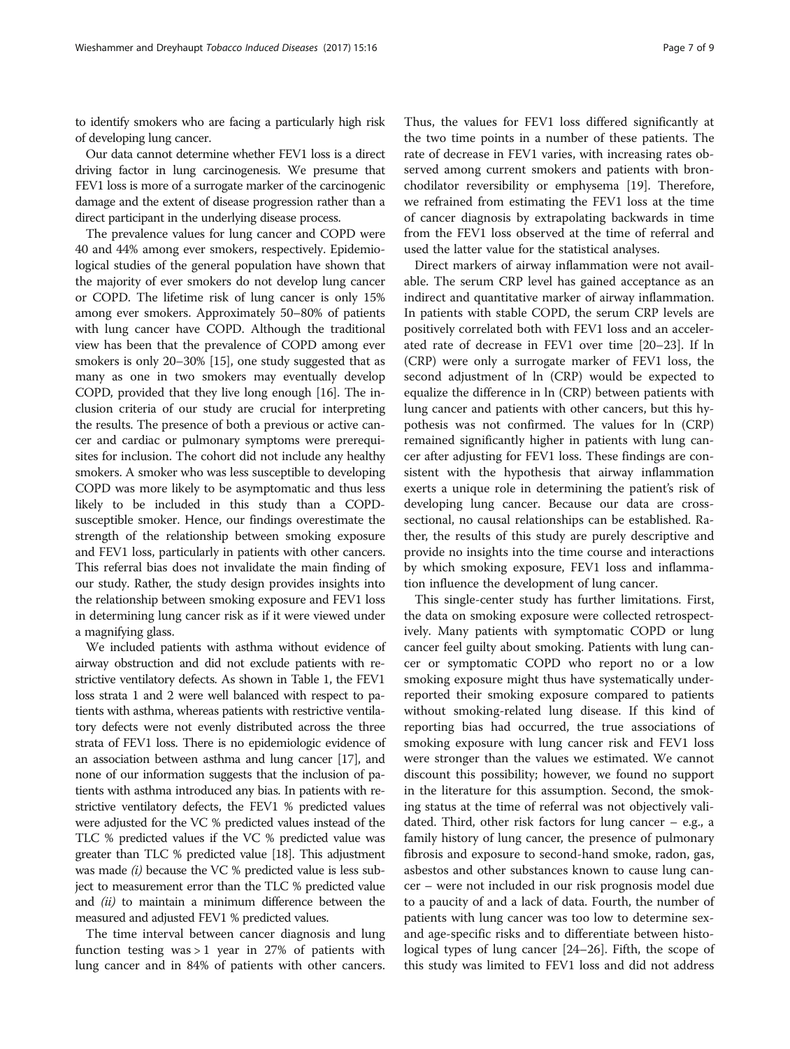to identify smokers who are facing a particularly high risk of developing lung cancer.

Our data cannot determine whether FEV1 loss is a direct driving factor in lung carcinogenesis. We presume that FEV1 loss is more of a surrogate marker of the carcinogenic damage and the extent of disease progression rather than a direct participant in the underlying disease process.

The prevalence values for lung cancer and COPD were 40 and 44% among ever smokers, respectively. Epidemiological studies of the general population have shown that the majority of ever smokers do not develop lung cancer or COPD. The lifetime risk of lung cancer is only 15% among ever smokers. Approximately 50–80% of patients with lung cancer have COPD. Although the traditional view has been that the prevalence of COPD among ever smokers is only 20–30% [15], one study suggested that as many as one in two smokers may eventually develop COPD, provided that they live long enough [16]. The inclusion criteria of our study are crucial for interpreting the results. The presence of both a previous or active cancer and cardiac or pulmonary symptoms were prerequisites for inclusion. The cohort did not include any healthy smokers. A smoker who was less susceptible to developing COPD was more likely to be asymptomatic and thus less likely to be included in this study than a COPD-susceptible smoker. Hence, our findings overestimate the strength of the relationship between smoking exposure and FEV1 loss, particularly in patients with other cancers. This referral bias does not invalidate the main finding of our study. Rather, the study design provides insights into the relationship between smoking exposure and FEV1 loss in determining lung cancer risk as if it were viewed under a magnifying glass.

We included patients with asthma without evidence of airway obstruction and did not exclude patients with restrictive ventilatory defects. As shown in Table 1, the FEV1 loss strata 1 and 2 were well balanced with respect to patients with asthma, whereas patients with restrictive ventilatory defects were not evenly distributed across the three strata of FEV1 loss. There is no epidemiologic evidence of an association between asthma and lung cancer [17], and none of our information suggests that the inclusion of patients with asthma introduced any bias. In patients with restrictive ventilatory defects, the FEV1 % predicted values were adjusted for the VC % predicted values instead of the TLC % predicted values if the VC % predicted value was greater than TLC % predicted value [18]. This adjustment was made *(i)* because the VC % predicted value is less subject to measurement error than the TLC % predicted value and *(ii)* to maintain a minimum difference between the measured and adjusted FEV1 % predicted values.

The time interval between cancer diagnosis and lung function testing was > 1 year in 27% of patients with lung cancer and in 84% of patients with other cancers. Thus, the values for FEV1 loss differed significantly at the two time points in a number of these patients. The rate of decrease in FEV1 varies, with increasing rates observed among current smokers and patients with bronchodilator reversibility or emphysema [19]. Therefore, we refrained from estimating the FEV1 loss at the time of cancer diagnosis by extrapolating backwards in time from the FEV1 loss observed at the time of referral and used the latter value for the statistical analyses.

Direct markers of airway inflammation were not available. The serum CRP level has gained acceptance as an indirect and quantitative marker of airway inflammation. In patients with stable COPD, the serum CRP levels are positively correlated both with FEV1 loss and an accelerated rate of decrease in FEV1 over time [20–23]. If ln (CRP) were only a surrogate marker of FEV1 loss, the second adjustment of ln (CRP) would be expected to equalize the difference in ln (CRP) between patients with lung cancer and patients with other cancers, but this hypothesis was not confirmed. The values for ln (CRP) remained significantly higher in patients with lung cancer after adjusting for FEV1 loss. These findings are consistent with the hypothesis that airway inflammation exerts a unique role in determining the patient's risk of developing lung cancer. Because our data are cross-sectional, no causal relationships can be established. Rather, the results of this study are purely descriptive and provide no insights into the time course and interactions by which smoking exposure, FEV1 loss and inflammation influence the development of lung cancer.

This single-center study has further limitations. First, the data on smoking exposure were collected retrospectively. Many patients with symptomatic COPD or lung cancer feel guilty about smoking. Patients with lung cancer or symptomatic COPD who report no or a low smoking exposure might thus have systematically underreported their smoking exposure compared to patients without smoking-related lung disease. If this kind of reporting bias had occurred, the true associations of smoking exposure with lung cancer risk and FEV1 loss were stronger than the values we estimated. We cannot discount this possibility; however, we found no support in the literature for this assumption. Second, the smoking status at the time of referral was not objectively validated. Third, other risk factors for lung cancer – e.g., a family history of lung cancer, the presence of pulmonary fibrosis and exposure to second-hand smoke, radon, gas, asbestos and other substances known to cause lung cancer – were not included in our risk prognosis model due to a paucity of and a lack of data. Fourth, the number of patients with lung cancer was too low to determine sex- and age-specific risks and to differentiate between histological types of lung cancer [24–26]. Fifth, the scope of this study was limited to FEV1 loss and did not address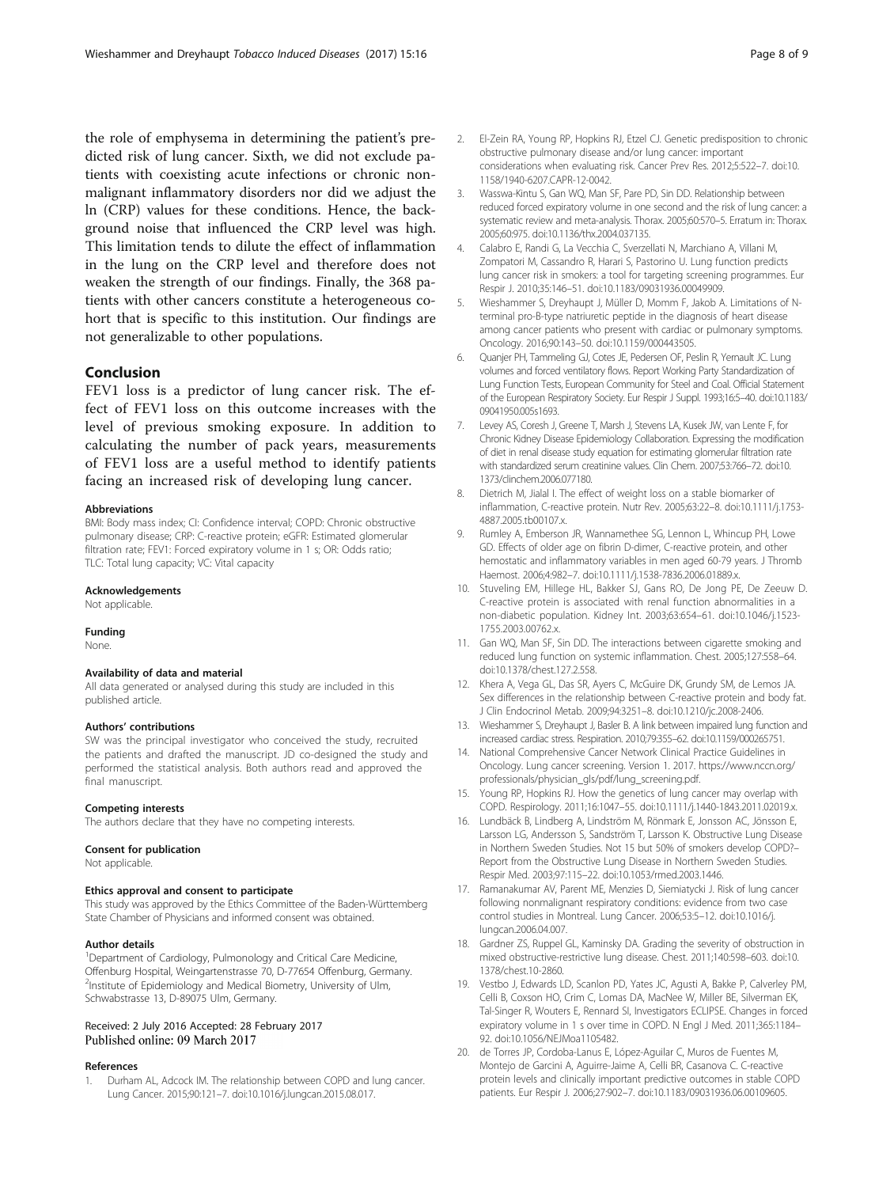the role of emphysema in determining the patient's predicted risk of lung cancer. Sixth, we did not exclude patients with coexisting acute infections or chronic nonmalignant inflammatory disorders nor did we adjust the ln (CRP) values for these conditions. Hence, the background noise that influenced the CRP level was high. This limitation tends to dilute the effect of inflammation in the lung on the CRP level and therefore does not weaken the strength of our findings. Finally, the 368 patients with other cancers constitute a heterogeneous cohort that is specific to this institution. Our findings are not generalizable to other populations.

## Conclusion

FEV1 loss is a predictor of lung cancer risk. The effect of FEV1 loss on this outcome increases with the level of previous smoking exposure. In addition to calculating the number of pack years, measurements of FEV1 loss are a useful method to identify patients facing an increased risk of developing lung cancer.

#### Abbreviations

BMI: Body mass index; CI: Confidence interval; COPD: Chronic obstructive pulmonary disease; CRP: C-reactive protein; eGFR: Estimated glomerular filtration rate; FEV1: Forced expiratory volume in 1 s; OR: Odds ratio; TLC: Total lung capacity; VC: Vital capacity

#### Acknowledgements

Not applicable.

#### Funding

None.

#### Availability of data and material

All data generated or analysed during this study are included in this published article.

#### Authors' contributions

SW was the principal investigator who conceived the study, recruited the patients and drafted the manuscript. JD co-designed the study and performed the statistical analysis. Both authors read and approved the final manuscript.

#### Competing interests

The authors declare that they have no competing interests.

#### Consent for publication

Not applicable.

#### Ethics approval and consent to participate

This study was approved by the Ethics Committee of the Baden-Württemberg State Chamber of Physicians and informed consent was obtained.

#### Author details

[1]Department of Cardiology, Pulmonology and Critical Care Medicine, Offenburg Hospital, Weingartenstrasse 70, D-77654 Offenburg, Germany. [2]Institute of Epidemiology and Medical Biometry, University of Ulm, Schwabstrasse 13, D-89075 Ulm, Germany.

Received: 2 July 2016 Accepted: 28 February 2017
Published online: 09 March 2017

#### References

1. Durham AL, Adcock IM. The relationship between COPD and lung cancer. Lung Cancer. 2015;90:121–7. doi:10.1016/j.lungcan.2015.08.017.
2. El-Zein RA, Young RP, Hopkins RJ, Etzel CJ. Genetic predisposition to chronic obstructive pulmonary disease and/or lung cancer: important considerations when evaluating risk. Cancer Prev Res. 2012;5:522–7. doi:10.1158/1940-6207.CAPR-12-0042.
3. Wasswa-Kintu S, Gan WQ, Man SF, Pare PD, Sin DD. Relationship between reduced forced expiratory volume in one second and the risk of lung cancer: a systematic review and meta-analysis. Thorax. 2005;60:570–5. Erratum in: Thorax. 2005;60:975. doi:10.1136/thx.2004.037135.
4. Calabro E, Randi G, La Vecchia C, Sverzellati N, Marchiano A, Villani M, Zompatori M, Cassandro R, Harari S, Pastorino U. Lung function predicts lung cancer risk in smokers: a tool for targeting screening programmes. Eur Respir J. 2010;35:146–51. doi:10.1183/09031936.00049909.
5. Wieshammer S, Dreyhaupt J, Müller D, Momm F, Jakob A. Limitations of N-terminal pro-B-type natriuretic peptide in the diagnosis of heart disease among cancer patients who present with cardiac or pulmonary symptoms. Oncology. 2016;90:143–50. doi:10.1159/000443505.
6. Quanjer PH, Tammeling GJ, Cotes JE, Pedersen OF, Peslin R, Yernault JC. Lung volumes and forced ventilatory flows. Report Working Party Standardization of Lung Function Tests, European Community for Steel and Coal. Official Statement of the European Respiratory Society. Eur Respir J Suppl. 1993;16:5–40. doi:10.1183/09041950.005s1693.
7. Levey AS, Coresh J, Greene T, Marsh J, Stevens LA, Kusek JW, van Lente F, for Chronic Kidney Disease Epidemiology Collaboration. Expressing the modification of diet in renal disease study equation for estimating glomerular filtration rate with standardized serum creatinine values. Clin Chem. 2007;53:766–72. doi:10.1373/clinchem.2006.077180.
8. Dietrich M, Jialal I. The effect of weight loss on a stable biomarker of inflammation, C-reactive protein. Nutr Rev. 2005;63:22–8. doi:10.1111/j.1753-4887.2005.tb00107.x.
9. Rumley A, Emberson JR, Wannamethee SG, Lennon L, Whincup PH, Lowe GD. Effects of older age on fibrin D-dimer, C-reactive protein, and other hemostatic and inflammatory variables in men aged 60-79 years. J Thromb Haemost. 2006;4:982–7. doi:10.1111/j.1538-7836.2006.01889.x.
10. Stuveling EM, Hillege HL, Bakker SJ, Gans RO, De Jong PE, De Zeeuw D. C-reactive protein is associated with renal function abnormalities in a non-diabetic population. Kidney Int. 2003;63:654–61. doi:10.1046/j.1523-1755.2003.00762.x.
11. Gan WQ, Man SF, Sin DD. The interactions between cigarette smoking and reduced lung function on systemic inflammation. Chest. 2005;127:558–64. doi:10.1378/chest.127.2.558.
12. Khera A, Vega GL, Das SR, Ayers C, McGuire DK, Grundy SM, de Lemos JA. Sex differences in the relationship between C-reactive protein and body fat. J Clin Endocrinol Metab. 2009;94:3251–8. doi:10.1210/jc.2008-2406.
13. Wieshammer S, Dreyhaupt J, Basler B. A link between impaired lung function and increased cardiac stress. Respiration. 2010;79:355–62. doi:10.1159/000265751.
14. National Comprehensive Cancer Network Clinical Practice Guidelines in Oncology. Lung cancer screening. Version 1. 2017. https://www.nccn.org/professionals/physician_gls/pdf/lung_screening.pdf.
15. Young RP, Hopkins RJ. How the genetics of lung cancer may overlap with COPD. Respirology. 2011;16:1047–55. doi:10.1111/j.1440-1843.2011.02019.x.
16. Lundbäck B, Lindberg A, Lindström M, Rönmark E, Jonsson AC, Jönsson E, Larsson LG, Andersson S, Sandström T, Larsson K. Obstructive Lung Disease in Northern Sweden Studies. Not 15 but 50% of smokers develop COPD?–Report from the Obstructive Lung Disease in Northern Sweden Studies. Respir Med. 2003;97:115–22. doi:10.1053/rmed.2003.1446.
17. Ramanakumar AV, Parent ME, Menzies D, Siemiatycki J. Risk of lung cancer following nonmalignant respiratory conditions: evidence from two case control studies in Montreal. Lung Cancer. 2006;53:5–12. doi:10.1016/j.lungcan.2006.04.007.
18. Gardner ZS, Ruppel GL, Kaminsky DA. Grading the severity of obstruction in mixed obstructive-restrictive lung disease. Chest. 2011;140:598–603. doi:10.1378/chest.10-2860.
19. Vestbo J, Edwards LD, Scanlon PD, Yates JC, Agusti A, Bakke P, Calverley PM, Celli B, Coxson HO, Crim C, Lomas DA, MacNee W, Miller BE, Silverman EK, Tal-Singer R, Wouters E, Rennard SI, Investigators ECLIPSE. Changes in forced expiratory volume in 1 s over time in COPD. N Engl J Med. 2011;365:1184–92. doi:10.1056/NEJMoa1105482.
20. de Torres JP, Cordoba-Lanus E, López-Aguilar C, Muros de Fuentes M, Montejo de Garcini A, Aguirre-Jaime A, Celli BR, Casanova C. C-reactive protein levels and clinically important predictive outcomes in stable COPD patients. Eur Respir J. 2006;27:902–7. doi:10.1183/09031936.06.00109605.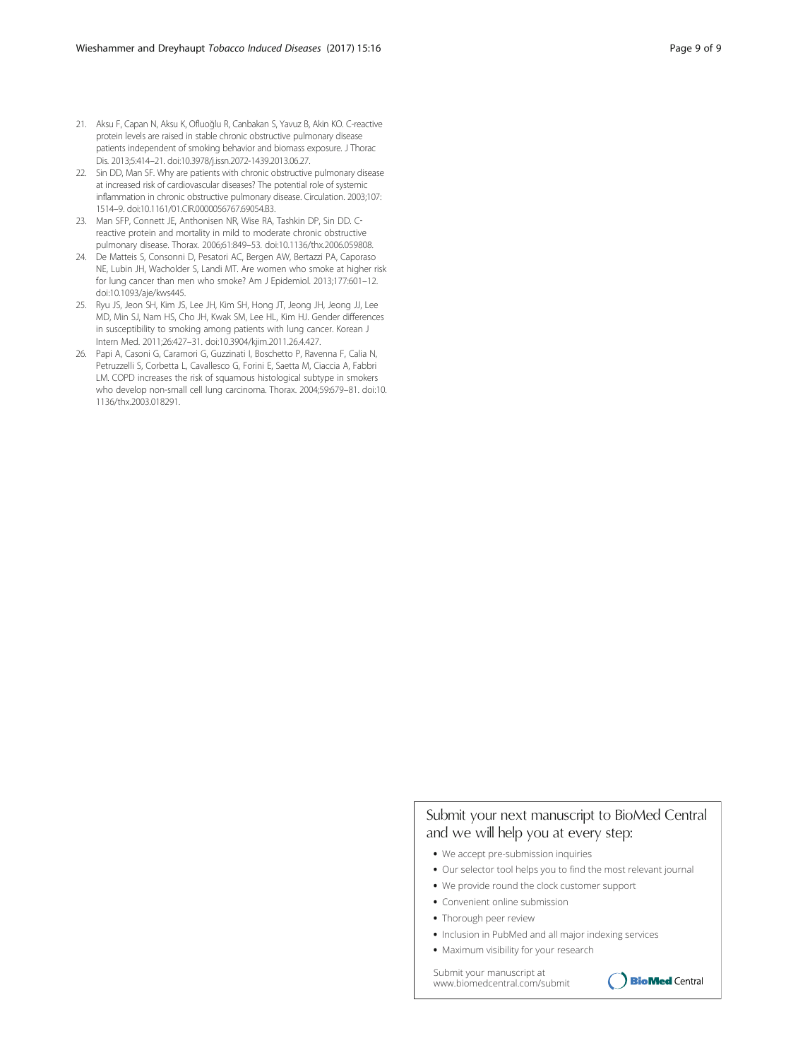21. Aksu F, Capan N, Aksu K, Ofluoğlu R, Canbakan S, Yavuz B, Akin KO. C-reactive protein levels are raised in stable chronic obstructive pulmonary disease patients independent of smoking behavior and biomass exposure. J Thorac Dis. 2013;5:414–21. doi:10.3978/j.issn.2072-1439.2013.06.27.
22. Sin DD, Man SF. Why are patients with chronic obstructive pulmonary disease at increased risk of cardiovascular diseases? The potential role of systemic inflammation in chronic obstructive pulmonary disease. Circulation. 2003;107: 1514–9. doi:10.1161/01.CIR.0000056767.69054.B3.
23. Man SFP, Connett JE, Anthonisen NR, Wise RA, Tashkin DP, Sin DD. C-reactive protein and mortality in mild to moderate chronic obstructive pulmonary disease. Thorax. 2006;61:849–53. doi:10.1136/thx.2006.059808.
24. De Matteis S, Consonni D, Pesatori AC, Bergen AW, Bertazzi PA, Caporaso NE, Lubin JH, Wacholder S, Landi MT. Are women who smoke at higher risk for lung cancer than men who smoke? Am J Epidemiol. 2013;177:601–12. doi:10.1093/aje/kws445.
25. Ryu JS, Jeon SH, Kim JS, Lee JH, Kim SH, Hong JT, Jeong JH, Jeong JJ, Lee MD, Min SJ, Nam HS, Cho JH, Kwak SM, Lee HL, Kim HJ. Gender differences in susceptibility to smoking among patients with lung cancer. Korean J Intern Med. 2011;26:427–31. doi:10.3904/kjim.2011.26.4.427.
26. Papi A, Casoni G, Caramori G, Guzzinati I, Boschetto P, Ravenna F, Calia N, Petruzzelli S, Corbetta L, Cavallesco G, Forini E, Saetta M, Ciaccia A, Fabbri LM. COPD increases the risk of squamous histological subtype in smokers who develop non-small cell lung carcinoma. Thorax. 2004;59:679–81. doi:10.1136/thx.2003.018291.

Submit your next manuscript to BioMed Central and we will help you at every step:

- We accept pre-submission inquiries
- Our selector tool helps you to find the most relevant journal
- We provide round the clock customer support
- Convenient online submission
- Thorough peer review
- Inclusion in PubMed and all major indexing services
- Maximum visibility for your research

Submit your manuscript at
www.biomedcentral.com/submit

BioMed Central